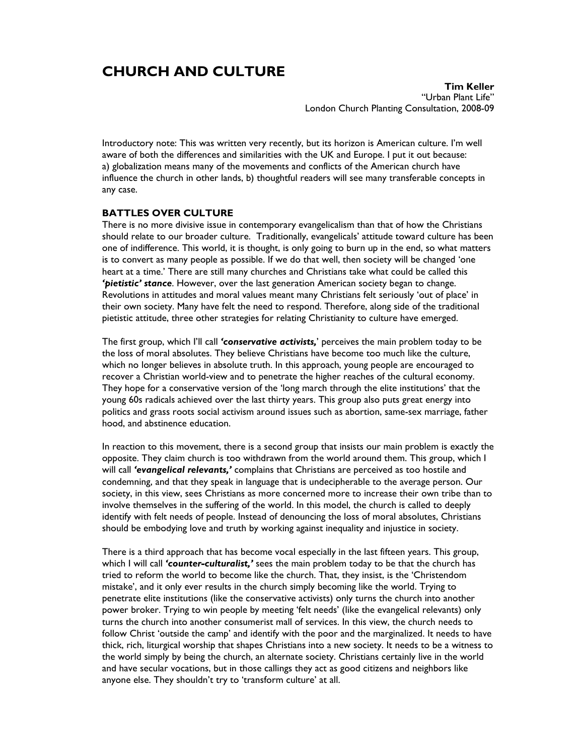# CHURCH AND CULTURE

**Tim Keller**
"Urban Plant Life"
London Church Planting Consultation, 2008-09

Introductory note: This was written very recently, but its horizon is American culture. I'm well aware of both the differences and similarities with the UK and Europe. I put it out because: a) globalization means many of the movements and conflicts of the American church have influence the church in other lands, b) thoughtful readers will see many transferable concepts in any case.

## BATTLES OVER CULTURE

There is no more divisive issue in contemporary evangelicalism than that of how the Christians should relate to our broader culture. Traditionally, evangelicals' attitude toward culture has been one of indifference. This world, it is thought, is only going to burn up in the end, so what matters is to convert as many people as possible. If we do that well, then society will be changed 'one heart at a time.' There are still many churches and Christians take what could be called this ***'pietistic' stance***. However, over the last generation American society began to change. Revolutions in attitudes and moral values meant many Christians felt seriously 'out of place' in their own society. Many have felt the need to respond. Therefore, along side of the traditional pietistic attitude, three other strategies for relating Christianity to culture have emerged.

The first group, which I'll call ***'conservative activists,***' perceives the main problem today to be the loss of moral absolutes. They believe Christians have become too much like the culture, which no longer believes in absolute truth. In this approach, young people are encouraged to recover a Christian world-view and to penetrate the higher reaches of the cultural economy. They hope for a conservative version of the 'long march through the elite institutions' that the young 60s radicals achieved over the last thirty years. This group also puts great energy into politics and grass roots social activism around issues such as abortion, same-sex marriage, father hood, and abstinence education.

In reaction to this movement, there is a second group that insists our main problem is exactly the opposite. They claim church is too withdrawn from the world around them. This group, which I will call ***'evangelical relevants,'*** complains that Christians are perceived as too hostile and condemning, and that they speak in language that is undecipherable to the average person. Our society, in this view, sees Christians as more concerned more to increase their own tribe than to involve themselves in the suffering of the world. In this model, the church is called to deeply identify with felt needs of people. Instead of denouncing the loss of moral absolutes, Christians should be embodying love and truth by working against inequality and injustice in society.

There is a third approach that has become vocal especially in the last fifteen years. This group, which I will call ***'counter-culturalist,'*** sees the main problem today to be that the church has tried to reform the world to become like the church. That, they insist, is the 'Christendom mistake', and it only ever results in the church simply becoming like the world. Trying to penetrate elite institutions (like the conservative activists) only turns the church into another power broker. Trying to win people by meeting 'felt needs' (like the evangelical relevants) only turns the church into another consumerist mall of services. In this view, the church needs to follow Christ 'outside the camp' and identify with the poor and the marginalized. It needs to have thick, rich, liturgical worship that shapes Christians into a new society. It needs to be a witness to the world simply by being the church, an alternate society. Christians certainly live in the world and have secular vocations, but in those callings they act as good citizens and neighbors like anyone else. They shouldn't try to 'transform culture' at all.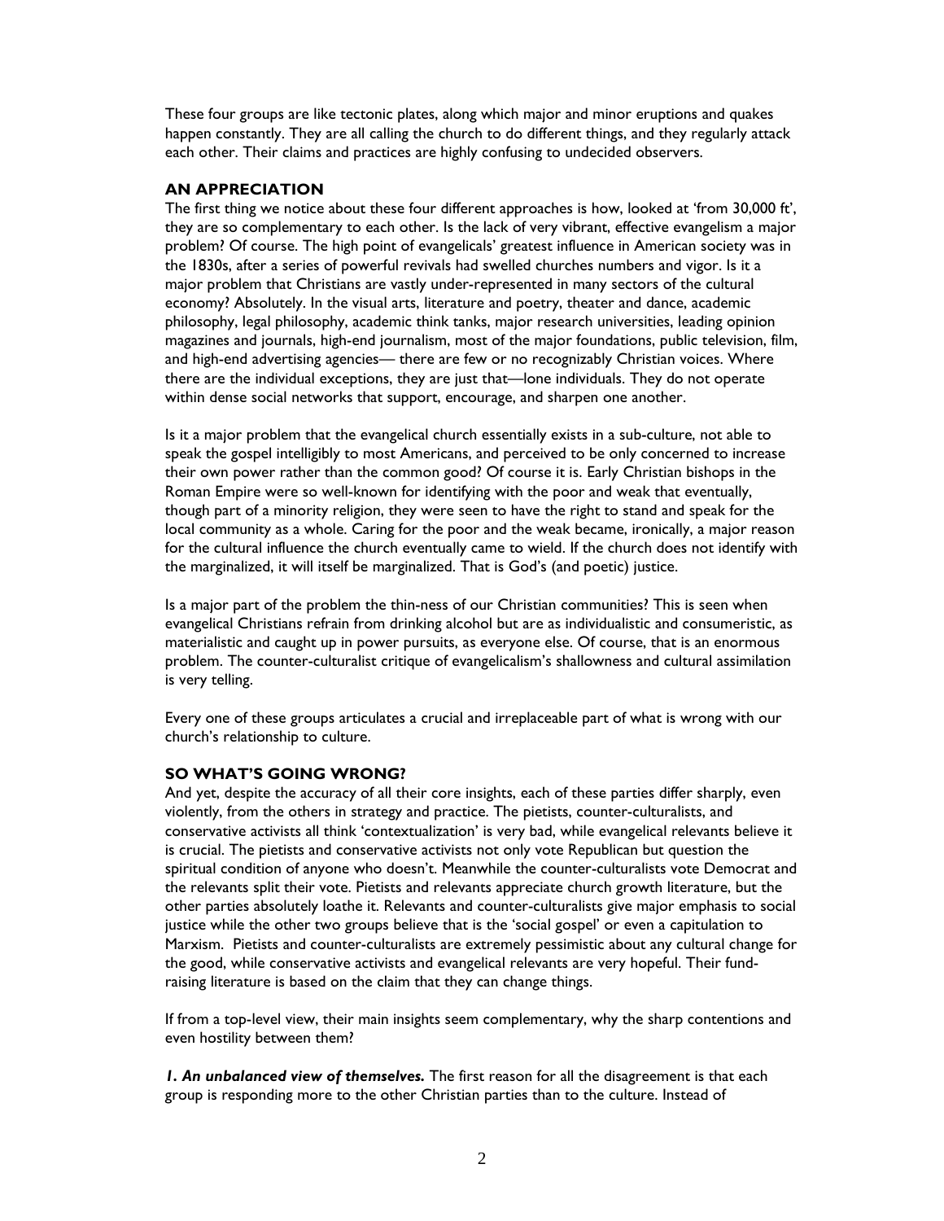These four groups are like tectonic plates, along which major and minor eruptions and quakes happen constantly. They are all calling the church to do different things, and they regularly attack each other. Their claims and practices are highly confusing to undecided observers.

### AN APPRECIATION

The first thing we notice about these four different approaches is how, looked at 'from 30,000 ft', they are so complementary to each other. Is the lack of very vibrant, effective evangelism a major problem? Of course. The high point of evangelicals' greatest influence in American society was in the 1830s, after a series of powerful revivals had swelled churches numbers and vigor. Is it a major problem that Christians are vastly under-represented in many sectors of the cultural economy? Absolutely. In the visual arts, literature and poetry, theater and dance, academic philosophy, legal philosophy, academic think tanks, major research universities, leading opinion magazines and journals, high-end journalism, most of the major foundations, public television, film, and high-end advertising agencies— there are few or no recognizably Christian voices. Where there are the individual exceptions, they are just that—lone individuals. They do not operate within dense social networks that support, encourage, and sharpen one another.

Is it a major problem that the evangelical church essentially exists in a sub-culture, not able to speak the gospel intelligibly to most Americans, and perceived to be only concerned to increase their own power rather than the common good? Of course it is. Early Christian bishops in the Roman Empire were so well-known for identifying with the poor and weak that eventually, though part of a minority religion, they were seen to have the right to stand and speak for the local community as a whole. Caring for the poor and the weak became, ironically, a major reason for the cultural influence the church eventually came to wield. If the church does not identify with the marginalized, it will itself be marginalized. That is God's (and poetic) justice.

Is a major part of the problem the thin-ness of our Christian communities? This is seen when evangelical Christians refrain from drinking alcohol but are as individualistic and consumeristic, as materialistic and caught up in power pursuits, as everyone else. Of course, that is an enormous problem. The counter-culturalist critique of evangelicalism's shallowness and cultural assimilation is very telling.

Every one of these groups articulates a crucial and irreplaceable part of what is wrong with our church's relationship to culture.

### SO WHAT'S GOING WRONG?

And yet, despite the accuracy of all their core insights, each of these parties differ sharply, even violently, from the others in strategy and practice. The pietists, counter-culturalists, and conservative activists all think 'contextualization' is very bad, while evangelical relevants believe it is crucial. The pietists and conservative activists not only vote Republican but question the spiritual condition of anyone who doesn't. Meanwhile the counter-culturalists vote Democrat and the relevants split their vote. Pietists and relevants appreciate church growth literature, but the other parties absolutely loathe it. Relevants and counter-culturalists give major emphasis to social justice while the other two groups believe that is the 'social gospel' or even a capitulation to Marxism. Pietists and counter-culturalists are extremely pessimistic about any cultural change for the good, while conservative activists and evangelical relevants are very hopeful. Their fund-raising literature is based on the claim that they can change things.

If from a top-level view, their main insights seem complementary, why the sharp contentions and even hostility between them?

***1. An unbalanced view of themselves.*** The first reason for all the disagreement is that each group is responding more to the other Christian parties than to the culture. Instead of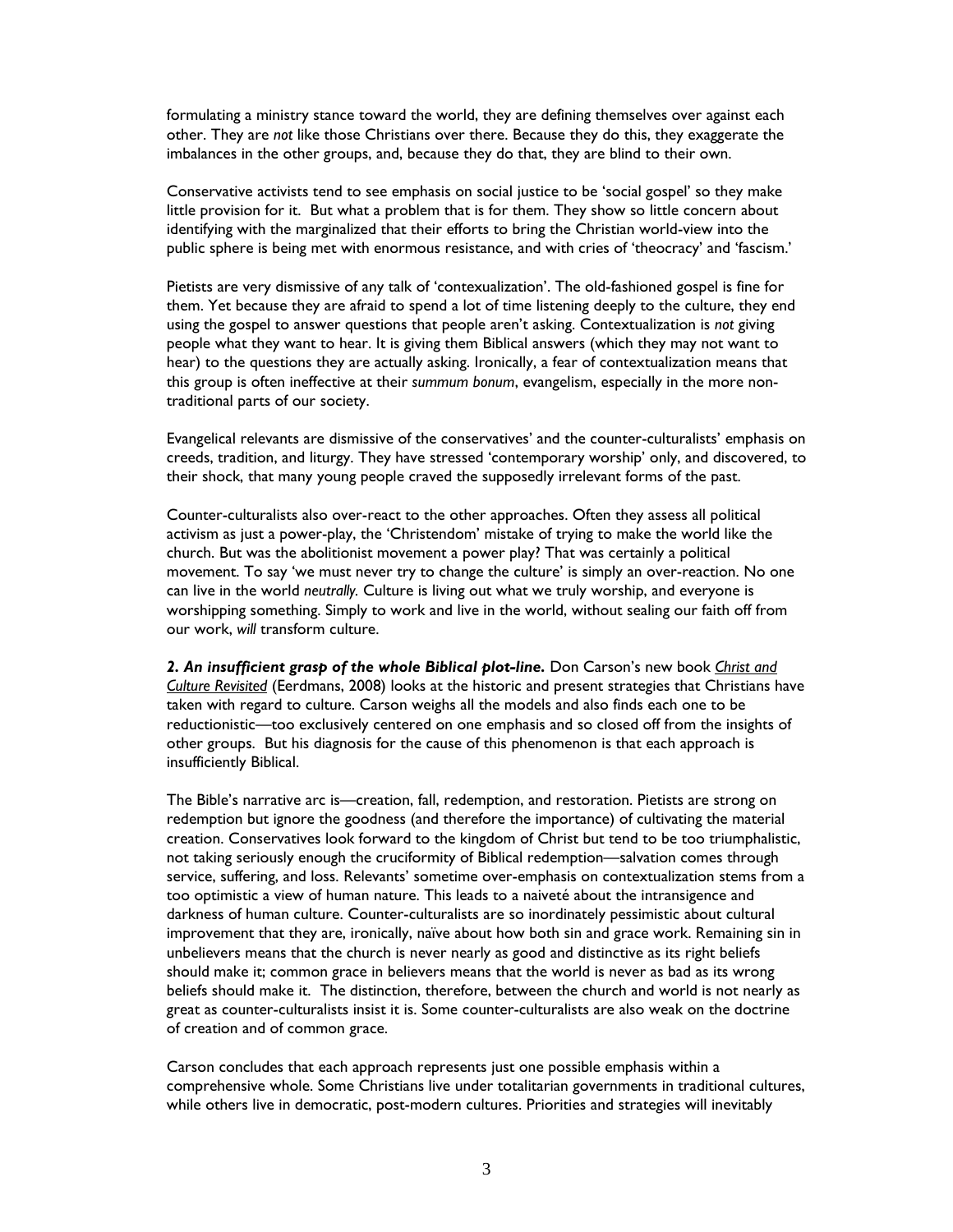formulating a ministry stance toward the world, they are defining themselves over against each other. They are *not* like those Christians over there. Because they do this, they exaggerate the imbalances in the other groups, and, because they do that, they are blind to their own.

Conservative activists tend to see emphasis on social justice to be 'social gospel' so they make little provision for it. But what a problem that is for them. They show so little concern about identifying with the marginalized that their efforts to bring the Christian world-view into the public sphere is being met with enormous resistance, and with cries of 'theocracy' and 'fascism.'

Pietists are very dismissive of any talk of 'contexualization'. The old-fashioned gospel is fine for them. Yet because they are afraid to spend a lot of time listening deeply to the culture, they end using the gospel to answer questions that people aren't asking. Contextualization is *not* giving people what they want to hear. It is giving them Biblical answers (which they may not want to hear) to the questions they are actually asking. Ironically, a fear of contextualization means that this group is often ineffective at their *summum bonum*, evangelism, especially in the more non-traditional parts of our society.

Evangelical relevants are dismissive of the conservatives' and the counter-culturalists' emphasis on creeds, tradition, and liturgy. They have stressed 'contemporary worship' only, and discovered, to their shock, that many young people craved the supposedly irrelevant forms of the past.

Counter-culturalists also over-react to the other approaches. Often they assess all political activism as just a power-play, the 'Christendom' mistake of trying to make the world like the church. But was the abolitionist movement a power play? That was certainly a political movement. To say 'we must never try to change the culture' is simply an over-reaction. No one can live in the world *neutrally.* Culture is living out what we truly worship, and everyone is worshipping something. Simply to work and live in the world, without sealing our faith off from our work, *will* transform culture.

***2. An insufficient grasp of the whole Biblical plot-line.*** Don Carson's new book *Christ and Culture Revisited* (Eerdmans, 2008) looks at the historic and present strategies that Christians have taken with regard to culture. Carson weighs all the models and also finds each one to be reductionistic—too exclusively centered on one emphasis and so closed off from the insights of other groups. But his diagnosis for the cause of this phenomenon is that each approach is insufficiently Biblical.

The Bible's narrative arc is—creation, fall, redemption, and restoration. Pietists are strong on redemption but ignore the goodness (and therefore the importance) of cultivating the material creation. Conservatives look forward to the kingdom of Christ but tend to be too triumphalistic, not taking seriously enough the cruciformity of Biblical redemption—salvation comes through service, suffering, and loss. Relevants' sometime over-emphasis on contextualization stems from a too optimistic a view of human nature. This leads to a naiveté about the intransigence and darkness of human culture. Counter-culturalists are so inordinately pessimistic about cultural improvement that they are, ironically, naïve about how both sin and grace work. Remaining sin in unbelievers means that the church is never nearly as good and distinctive as its right beliefs should make it; common grace in believers means that the world is never as bad as its wrong beliefs should make it. The distinction, therefore, between the church and world is not nearly as great as counter-culturalists insist it is. Some counter-culturalists are also weak on the doctrine of creation and of common grace.

Carson concludes that each approach represents just one possible emphasis within a comprehensive whole. Some Christians live under totalitarian governments in traditional cultures, while others live in democratic, post-modern cultures. Priorities and strategies will inevitably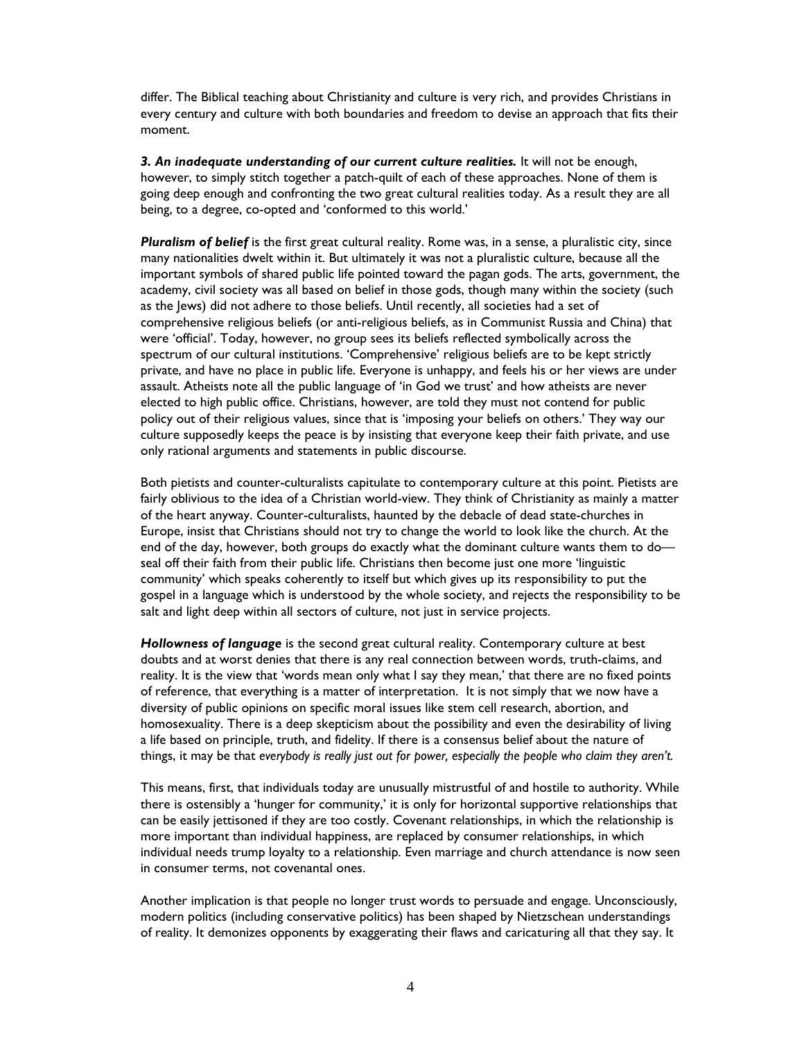differ. The Biblical teaching about Christianity and culture is very rich, and provides Christians in every century and culture with both boundaries and freedom to devise an approach that fits their moment.

***3. An inadequate understanding of our current culture realities.*** It will not be enough, however, to simply stitch together a patch-quilt of each of these approaches. None of them is going deep enough and confronting the two great cultural realities today. As a result they are all being, to a degree, co-opted and 'conformed to this world.'

***Pluralism of belief*** is the first great cultural reality. Rome was, in a sense, a pluralistic city, since many nationalities dwelt within it. But ultimately it was not a pluralistic culture, because all the important symbols of shared public life pointed toward the pagan gods. The arts, government, the academy, civil society was all based on belief in those gods, though many within the society (such as the Jews) did not adhere to those beliefs. Until recently, all societies had a set of comprehensive religious beliefs (or anti-religious beliefs, as in Communist Russia and China) that were 'official'. Today, however, no group sees its beliefs reflected symbolically across the spectrum of our cultural institutions. 'Comprehensive' religious beliefs are to be kept strictly private, and have no place in public life. Everyone is unhappy, and feels his or her views are under assault. Atheists note all the public language of 'in God we trust' and how atheists are never elected to high public office. Christians, however, are told they must not contend for public policy out of their religious values, since that is 'imposing your beliefs on others.' They way our culture supposedly keeps the peace is by insisting that everyone keep their faith private, and use only rational arguments and statements in public discourse.

Both pietists and counter-culturalists capitulate to contemporary culture at this point. Pietists are fairly oblivious to the idea of a Christian world-view. They think of Christianity as mainly a matter of the heart anyway. Counter-culturalists, haunted by the debacle of dead state-churches in Europe, insist that Christians should not try to change the world to look like the church. At the end of the day, however, both groups do exactly what the dominant culture wants them to do—seal off their faith from their public life. Christians then become just one more 'linguistic community' which speaks coherently to itself but which gives up its responsibility to put the gospel in a language which is understood by the whole society, and rejects the responsibility to be salt and light deep within all sectors of culture, not just in service projects.

***Hollowness of language*** is the second great cultural reality. Contemporary culture at best doubts and at worst denies that there is any real connection between words, truth-claims, and reality. It is the view that 'words mean only what I say they mean,' that there are no fixed points of reference, that everything is a matter of interpretation. It is not simply that we now have a diversity of public opinions on specific moral issues like stem cell research, abortion, and homosexuality. There is a deep skepticism about the possibility and even the desirability of living a life based on principle, truth, and fidelity. If there is a consensus belief about the nature of things, it may be that *everybody is really just out for power, especially the people who claim they aren't.*

This means, first, that individuals today are unusually mistrustful of and hostile to authority. While there is ostensibly a 'hunger for community,' it is only for horizontal supportive relationships that can be easily jettisoned if they are too costly. Covenant relationships, in which the relationship is more important than individual happiness, are replaced by consumer relationships, in which individual needs trump loyalty to a relationship. Even marriage and church attendance is now seen in consumer terms, not covenantal ones.

Another implication is that people no longer trust words to persuade and engage. Unconsciously, modern politics (including conservative politics) has been shaped by Nietzschean understandings of reality. It demonizes opponents by exaggerating their flaws and caricaturing all that they say. It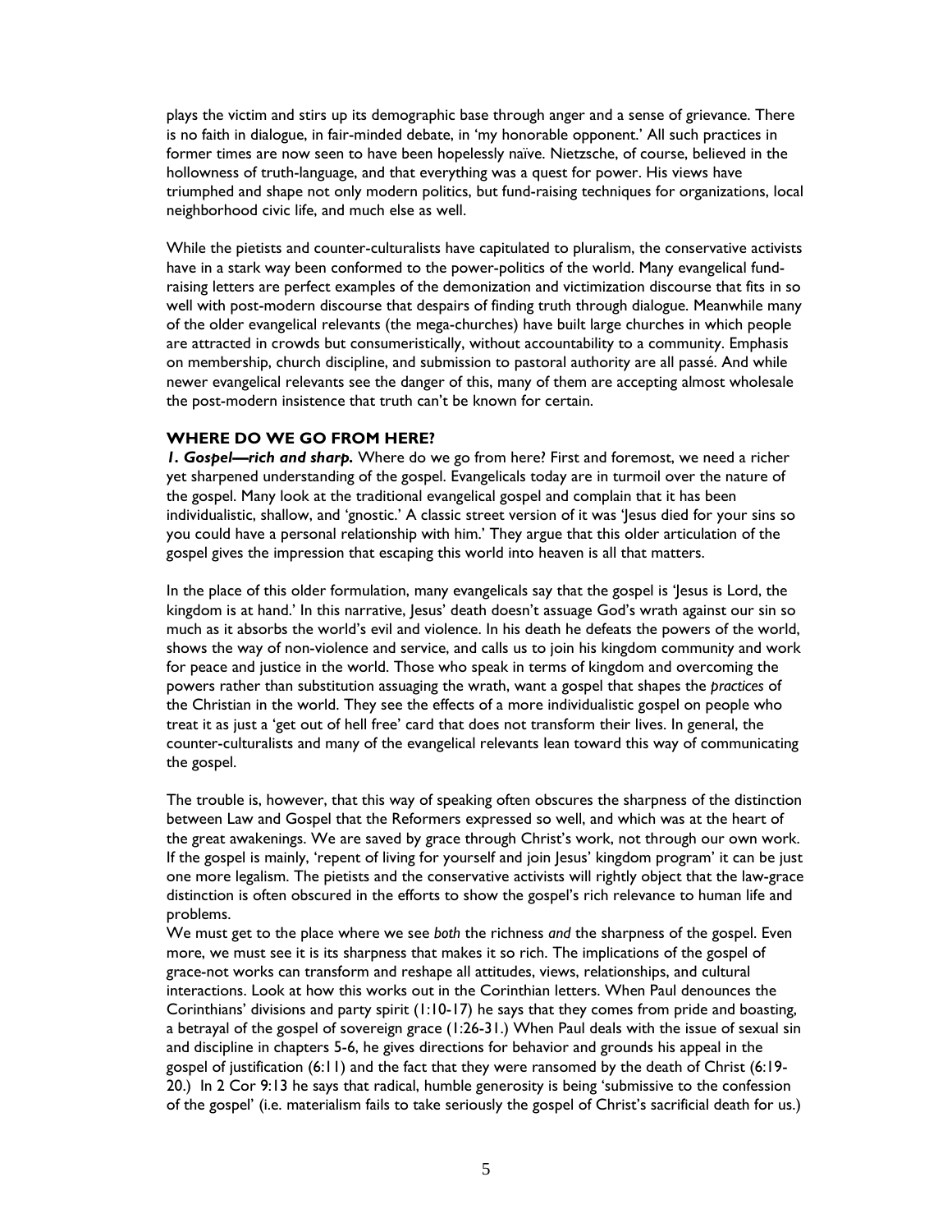plays the victim and stirs up its demographic base through anger and a sense of grievance. There is no faith in dialogue, in fair-minded debate, in 'my honorable opponent.' All such practices in former times are now seen to have been hopelessly naïve. Nietzsche, of course, believed in the hollowness of truth-language, and that everything was a quest for power. His views have triumphed and shape not only modern politics, but fund-raising techniques for organizations, local neighborhood civic life, and much else as well.

While the pietists and counter-culturalists have capitulated to pluralism, the conservative activists have in a stark way been conformed to the power-politics of the world. Many evangelical fund-raising letters are perfect examples of the demonization and victimization discourse that fits in so well with post-modern discourse that despairs of finding truth through dialogue. Meanwhile many of the older evangelical relevants (the mega-churches) have built large churches in which people are attracted in crowds but consumeristically, without accountability to a community. Emphasis on membership, church discipline, and submission to pastoral authority are all passé. And while newer evangelical relevants see the danger of this, many of them are accepting almost wholesale the post-modern insistence that truth can't be known for certain.

## WHERE DO WE GO FROM HERE?

***1. Gospel—rich and sharp.*** Where do we go from here? First and foremost, we need a richer yet sharpened understanding of the gospel. Evangelicals today are in turmoil over the nature of the gospel. Many look at the traditional evangelical gospel and complain that it has been individualistic, shallow, and 'gnostic.' A classic street version of it was 'Jesus died for your sins so you could have a personal relationship with him.' They argue that this older articulation of the gospel gives the impression that escaping this world into heaven is all that matters.

In the place of this older formulation, many evangelicals say that the gospel is 'Jesus is Lord, the kingdom is at hand.' In this narrative, Jesus' death doesn't assuage God's wrath against our sin so much as it absorbs the world's evil and violence. In his death he defeats the powers of the world, shows the way of non-violence and service, and calls us to join his kingdom community and work for peace and justice in the world. Those who speak in terms of kingdom and overcoming the powers rather than substitution assuaging the wrath, want a gospel that shapes the *practices* of the Christian in the world. They see the effects of a more individualistic gospel on people who treat it as just a 'get out of hell free' card that does not transform their lives. In general, the counter-culturalists and many of the evangelical relevants lean toward this way of communicating the gospel.

The trouble is, however, that this way of speaking often obscures the sharpness of the distinction between Law and Gospel that the Reformers expressed so well, and which was at the heart of the great awakenings. We are saved by grace through Christ's work, not through our own work. If the gospel is mainly, 'repent of living for yourself and join Jesus' kingdom program' it can be just one more legalism. The pietists and the conservative activists will rightly object that the law-grace distinction is often obscured in the efforts to show the gospel's rich relevance to human life and problems.

We must get to the place where we see *both* the richness *and* the sharpness of the gospel. Even more, we must see it is its sharpness that makes it so rich. The implications of the gospel of grace-not works can transform and reshape all attitudes, views, relationships, and cultural interactions. Look at how this works out in the Corinthian letters. When Paul denounces the Corinthians' divisions and party spirit (1:10-17) he says that they comes from pride and boasting, a betrayal of the gospel of sovereign grace (1:26-31.) When Paul deals with the issue of sexual sin and discipline in chapters 5-6, he gives directions for behavior and grounds his appeal in the gospel of justification (6:11) and the fact that they were ransomed by the death of Christ (6:19-20.) In 2 Cor 9:13 he says that radical, humble generosity is being 'submissive to the confession of the gospel' (i.e. materialism fails to take seriously the gospel of Christ's sacrificial death for us.)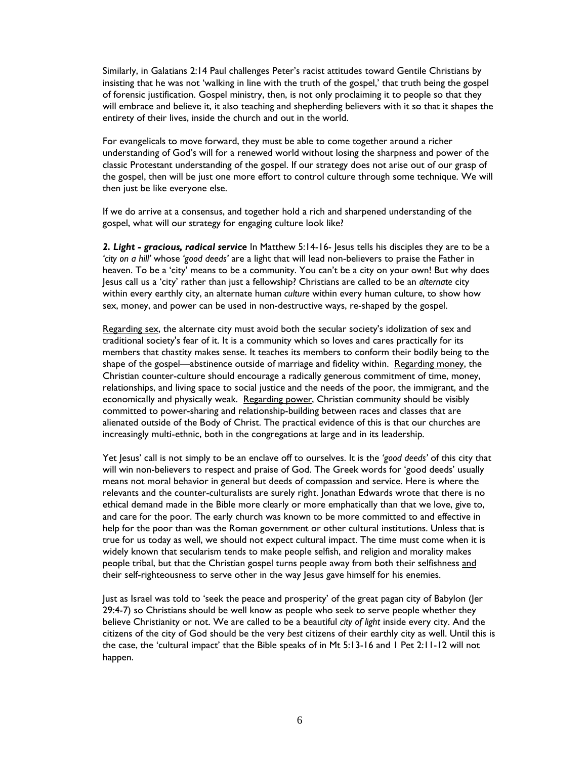Similarly, in Galatians 2:14 Paul challenges Peter's racist attitudes toward Gentile Christians by insisting that he was not 'walking in line with the truth of the gospel,' that truth being the gospel of forensic justification. Gospel ministry, then, is not only proclaiming it to people so that they will embrace and believe it, it also teaching and shepherding believers with it so that it shapes the entirety of their lives, inside the church and out in the world.

For evangelicals to move forward, they must be able to come together around a richer understanding of God's will for a renewed world without losing the sharpness and power of the classic Protestant understanding of the gospel. If our strategy does not arise out of our grasp of the gospel, then will be just one more effort to control culture through some technique. We will then just be like everyone else.

If we do arrive at a consensus, and together hold a rich and sharpened understanding of the gospel, what will our strategy for engaging culture look like?

***2. Light - gracious, radical service*** In Matthew 5:14-16- Jesus tells his disciples they are to be a *'city on a hill'* whose *'good deeds'* are a light that will lead non-believers to praise the Father in heaven. To be a 'city' means to be a community. You can't be a city on your own! But why does Jesus call us a 'city' rather than just a fellowship? Christians are called to be an *alternate* city within every earthly city, an alternate human *culture* within every human culture, to show how sex, money, and power can be used in non-destructive ways, re-shaped by the gospel.

<u>Regarding sex</u>, the alternate city must avoid both the secular society's idolization of sex and traditional society's fear of it. It is a community which so loves and cares practically for its members that chastity makes sense. It teaches its members to conform their bodily being to the shape of the gospel—abstinence outside of marriage and fidelity within. <u>Regarding money</u>, the Christian counter-culture should encourage a radically generous commitment of time, money, relationships, and living space to social justice and the needs of the poor, the immigrant, and the economically and physically weak. <u>Regarding power</u>, Christian community should be visibly committed to power-sharing and relationship-building between races and classes that are alienated outside of the Body of Christ. The practical evidence of this is that our churches are increasingly multi-ethnic, both in the congregations at large and in its leadership.

Yet Jesus' call is not simply to be an enclave off to ourselves. It is the *'good deeds'* of this city that will win non-believers to respect and praise of God. The Greek words for 'good deeds' usually means not moral behavior in general but deeds of compassion and service. Here is where the relevants and the counter-culturalists are surely right. Jonathan Edwards wrote that there is no ethical demand made in the Bible more clearly or more emphatically than that we love, give to, and care for the poor. The early church was known to be more committed to and effective in help for the poor than was the Roman government or other cultural institutions. Unless that is true for us today as well, we should not expect cultural impact. The time must come when it is widely known that secularism tends to make people selfish, and religion and morality makes people tribal, but that the Christian gospel turns people away from both their selfishness <u>and</u> their self-righteousness to serve other in the way Jesus gave himself for his enemies.

Just as Israel was told to 'seek the peace and prosperity' of the great pagan city of Babylon (Jer 29:4-7) so Christians should be well know as people who seek to serve people whether they believe Christianity or not. We are called to be a beautiful *city of light* inside every city. And the citizens of the city of God should be the very *best* citizens of their earthly city as well. Until this is the case, the 'cultural impact' that the Bible speaks of in Mt 5:13-16 and 1 Pet 2:11-12 will not happen.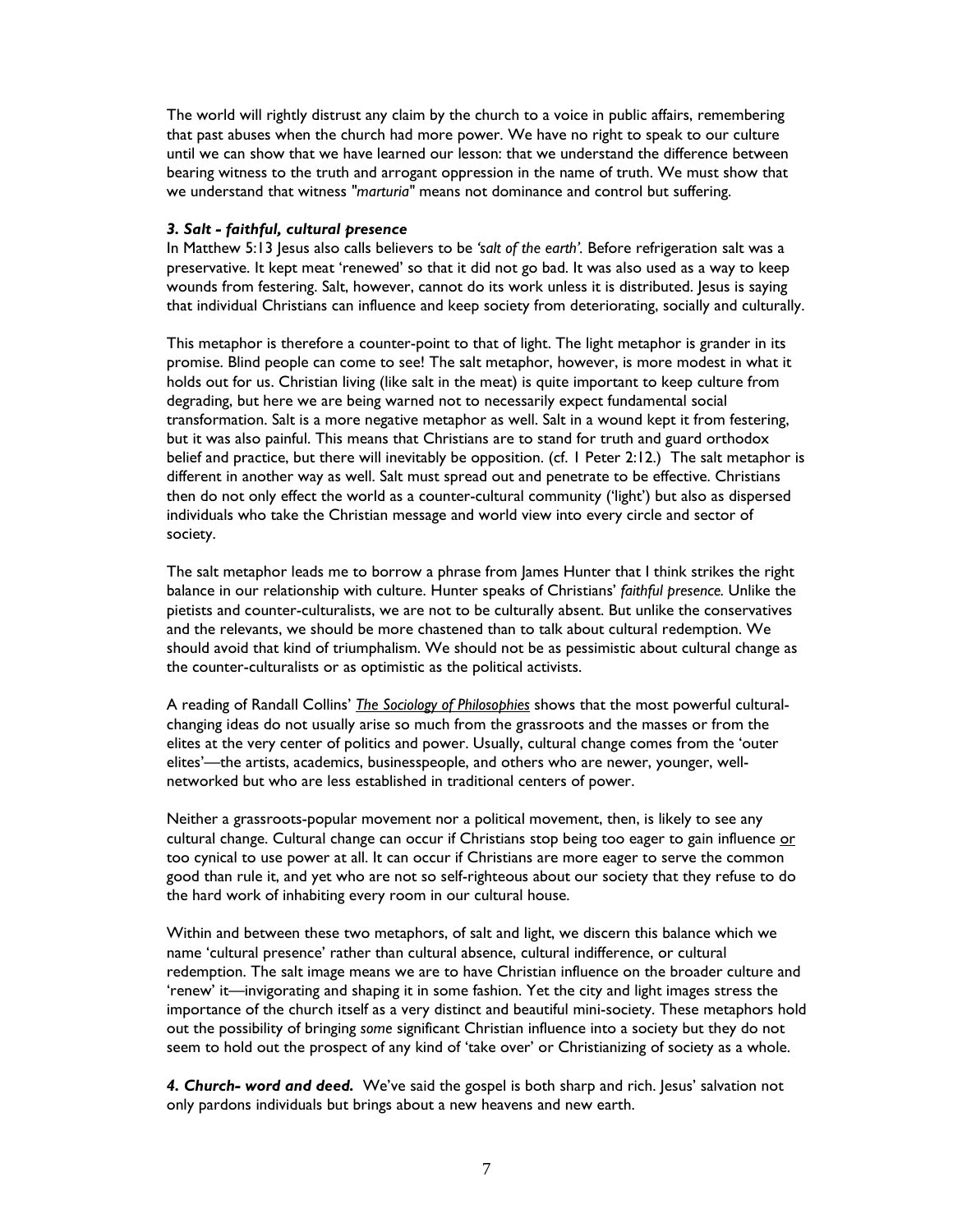The world will rightly distrust any claim by the church to a voice in public affairs, remembering that past abuses when the church had more power. We have no right to speak to our culture until we can show that we have learned our lesson: that we understand the difference between bearing witness to the truth and arrogant oppression in the name of truth. We must show that we understand that witness "*marturia*" means not dominance and control but suffering.

### *3. Salt - faithful, cultural presence*

In Matthew 5:13 Jesus also calls believers to be *'salt of the earth'*. Before refrigeration salt was a preservative. It kept meat 'renewed' so that it did not go bad. It was also used as a way to keep wounds from festering. Salt, however, cannot do its work unless it is distributed. Jesus is saying that individual Christians can influence and keep society from deteriorating, socially and culturally.

This metaphor is therefore a counter-point to that of light. The light metaphor is grander in its promise. Blind people can come to see! The salt metaphor, however, is more modest in what it holds out for us. Christian living (like salt in the meat) is quite important to keep culture from degrading, but here we are being warned not to necessarily expect fundamental social transformation. Salt is a more negative metaphor as well. Salt in a wound kept it from festering, but it was also painful. This means that Christians are to stand for truth and guard orthodox belief and practice, but there will inevitably be opposition. (cf. 1 Peter 2:12.) The salt metaphor is different in another way as well. Salt must spread out and penetrate to be effective. Christians then do not only effect the world as a counter-cultural community ('light') but also as dispersed individuals who take the Christian message and world view into every circle and sector of society.

The salt metaphor leads me to borrow a phrase from James Hunter that I think strikes the right balance in our relationship with culture. Hunter speaks of Christians' *faithful presence.* Unlike the pietists and counter-culturalists, we are not to be culturally absent. But unlike the conservatives and the relevants, we should be more chastened than to talk about cultural redemption. We should avoid that kind of triumphalism. We should not be as pessimistic about cultural change as the counter-culturalists or as optimistic as the political activists.

A reading of Randall Collins' *The Sociology of Philosophies* shows that the most powerful cultural-changing ideas do not usually arise so much from the grassroots and the masses or from the elites at the very center of politics and power. Usually, cultural change comes from the 'outer elites'—the artists, academics, businesspeople, and others who are newer, younger, well-networked but who are less established in traditional centers of power.

Neither a grassroots-popular movement nor a political movement, then, is likely to see any cultural change. Cultural change can occur if Christians stop being too eager to gain influence or too cynical to use power at all. It can occur if Christians are more eager to serve the common good than rule it, and yet who are not so self-righteous about our society that they refuse to do the hard work of inhabiting every room in our cultural house.

Within and between these two metaphors, of salt and light, we discern this balance which we name 'cultural presence' rather than cultural absence, cultural indifference, or cultural redemption. The salt image means we are to have Christian influence on the broader culture and 'renew' it—invigorating and shaping it in some fashion. Yet the city and light images stress the importance of the church itself as a very distinct and beautiful mini-society. These metaphors hold out the possibility of bringing *some* significant Christian influence into a society but they do not seem to hold out the prospect of any kind of 'take over' or Christianizing of society as a whole.

***4. Church- word and deed.*** We've said the gospel is both sharp and rich. Jesus' salvation not only pardons individuals but brings about a new heavens and new earth.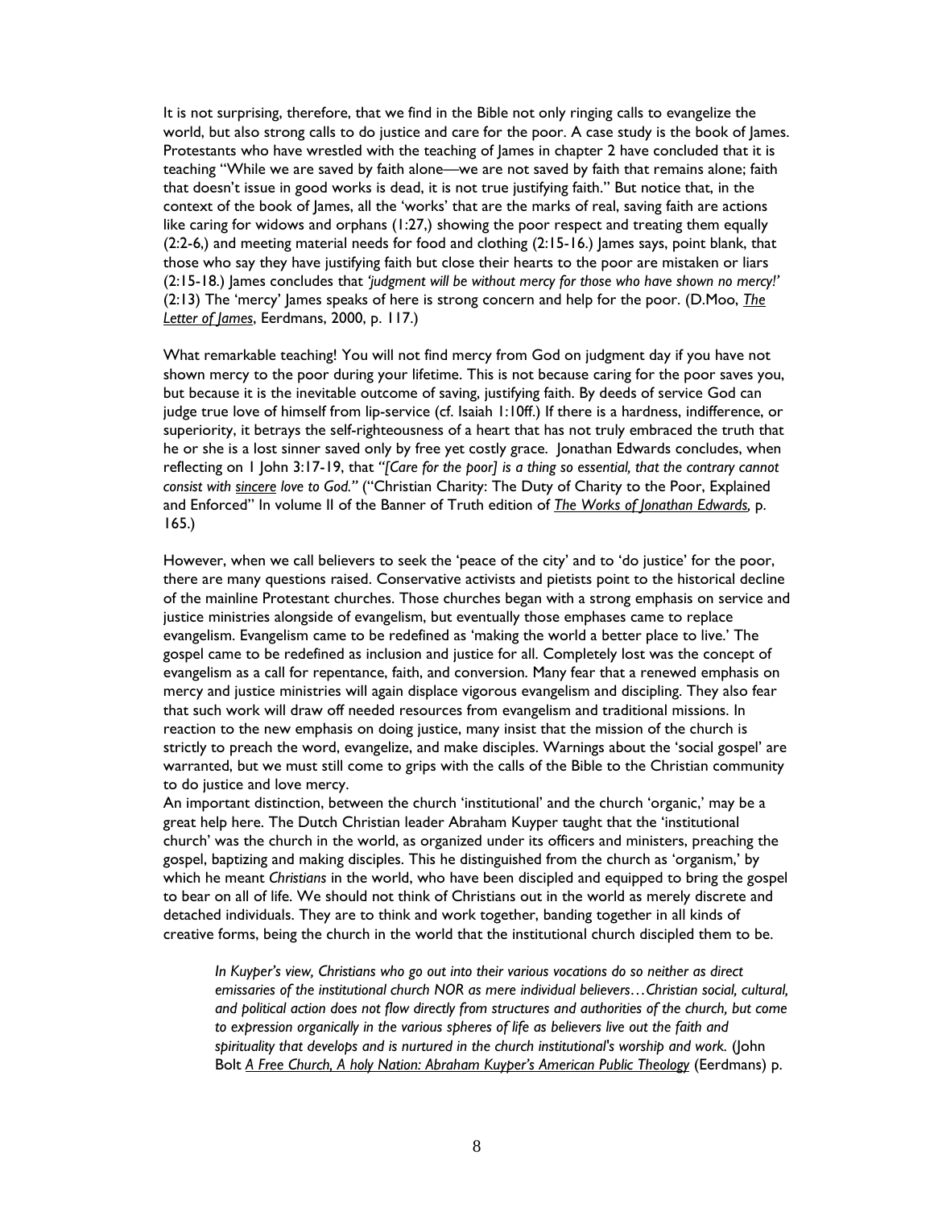It is not surprising, therefore, that we find in the Bible not only ringing calls to evangelize the world, but also strong calls to do justice and care for the poor. A case study is the book of James. Protestants who have wrestled with the teaching of James in chapter 2 have concluded that it is teaching "While we are saved by faith alone—we are not saved by faith that remains alone; faith that doesn't issue in good works is dead, it is not true justifying faith." But notice that, in the context of the book of James, all the 'works' that are the marks of real, saving faith are actions like caring for widows and orphans (1:27,) showing the poor respect and treating them equally (2:2-6,) and meeting material needs for food and clothing (2:15-16.) James says, point blank, that those who say they have justifying faith but close their hearts to the poor are mistaken or liars (2:15-18.) James concludes that *'judgment will be without mercy for those who have shown no mercy!'* (2:13) The 'mercy' James speaks of here is strong concern and help for the poor. (D.Moo, *The Letter of James*, Eerdmans, 2000, p. 117.)

What remarkable teaching! You will not find mercy from God on judgment day if you have not shown mercy to the poor during your lifetime. This is not because caring for the poor saves you, but because it is the inevitable outcome of saving, justifying faith. By deeds of service God can judge true love of himself from lip-service (cf. Isaiah 1:10ff.) If there is a hardness, indifference, or superiority, it betrays the self-righteousness of a heart that has not truly embraced the truth that he or she is a lost sinner saved only by free yet costly grace. Jonathan Edwards concludes, when reflecting on 1 John 3:17-19, that *"[Care for the poor] is a thing so essential, that the contrary cannot consist with sincere love to God."* ("Christian Charity: The Duty of Charity to the Poor, Explained and Enforced" In volume II of the Banner of Truth edition of *The Works of Jonathan Edwards,* p. 165.)

However, when we call believers to seek the 'peace of the city' and to 'do justice' for the poor, there are many questions raised. Conservative activists and pietists point to the historical decline of the mainline Protestant churches. Those churches began with a strong emphasis on service and justice ministries alongside of evangelism, but eventually those emphases came to replace evangelism. Evangelism came to be redefined as 'making the world a better place to live.' The gospel came to be redefined as inclusion and justice for all. Completely lost was the concept of evangelism as a call for repentance, faith, and conversion. Many fear that a renewed emphasis on mercy and justice ministries will again displace vigorous evangelism and discipling. They also fear that such work will draw off needed resources from evangelism and traditional missions. In reaction to the new emphasis on doing justice, many insist that the mission of the church is strictly to preach the word, evangelize, and make disciples. Warnings about the 'social gospel' are warranted, but we must still come to grips with the calls of the Bible to the Christian community to do justice and love mercy.

An important distinction, between the church 'institutional' and the church 'organic,' may be a great help here. The Dutch Christian leader Abraham Kuyper taught that the 'institutional church' was the church in the world, as organized under its officers and ministers, preaching the gospel, baptizing and making disciples. This he distinguished from the church as 'organism,' by which he meant *Christians* in the world, who have been discipled and equipped to bring the gospel to bear on all of life. We should not think of Christians out in the world as merely discrete and detached individuals. They are to think and work together, banding together in all kinds of creative forms, being the church in the world that the institutional church discipled them to be.

> *In Kuyper's view, Christians who go out into their various vocations do so neither as direct emissaries of the institutional church NOR as mere individual believers…Christian social, cultural, and political action does not flow directly from structures and authorities of the church, but come to expression organically in the various spheres of life as believers live out the faith and spirituality that develops and is nurtured in the church institutional's worship and work.* (John Bolt *A Free Church, A holy Nation: Abraham Kuyper's American Public Theology* (Eerdmans) p.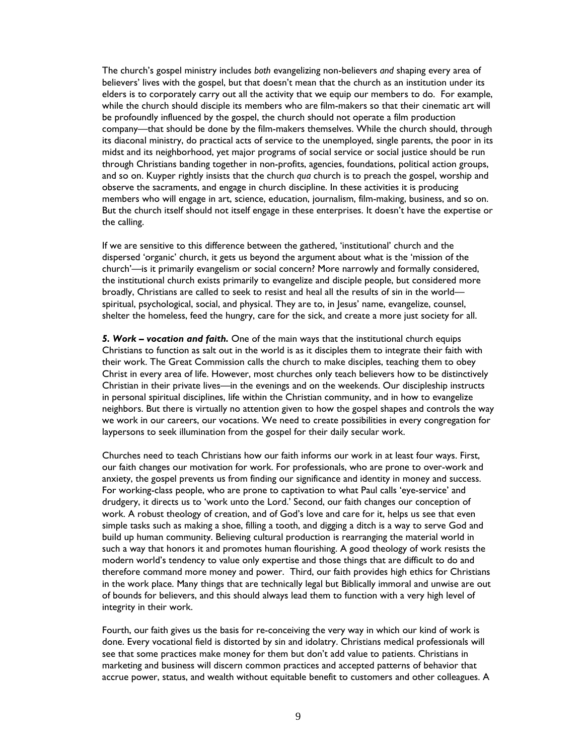The church's gospel ministry includes *both* evangelizing non-believers *and* shaping every area of believers' lives with the gospel, but that doesn't mean that the church as an institution under its elders is to corporately carry out all the activity that we equip our members to do. For example, while the church should disciple its members who are film-makers so that their cinematic art will be profoundly influenced by the gospel, the church should not operate a film production company—that should be done by the film-makers themselves. While the church should, through its diaconal ministry, do practical acts of service to the unemployed, single parents, the poor in its midst and its neighborhood, yet major programs of social service or social justice should be run through Christians banding together in non-profits, agencies, foundations, political action groups, and so on. Kuyper rightly insists that the church *qua* church is to preach the gospel, worship and observe the sacraments, and engage in church discipline. In these activities it is producing members who will engage in art, science, education, journalism, film-making, business, and so on. But the church itself should not itself engage in these enterprises. It doesn't have the expertise or the calling.

If we are sensitive to this difference between the gathered, 'institutional' church and the dispersed 'organic' church, it gets us beyond the argument about what is the 'mission of the church'—is it primarily evangelism or social concern? More narrowly and formally considered, the institutional church exists primarily to evangelize and disciple people, but considered more broadly, Christians are called to seek to resist and heal all the results of sin in the world—spiritual, psychological, social, and physical. They are to, in Jesus' name, evangelize, counsel, shelter the homeless, feed the hungry, care for the sick, and create a more just society for all.

***5. Work – vocation and faith.*** One of the main ways that the institutional church equips Christians to function as salt out in the world is as it disciples them to integrate their faith with their work. The Great Commission calls the church to make disciples, teaching them to obey Christ in every area of life. However, most churches only teach believers how to be distinctively Christian in their private lives—in the evenings and on the weekends. Our discipleship instructs in personal spiritual disciplines, life within the Christian community, and in how to evangelize neighbors. But there is virtually no attention given to how the gospel shapes and controls the way we work in our careers, our vocations. We need to create possibilities in every congregation for laypersons to seek illumination from the gospel for their daily secular work.

Churches need to teach Christians how our faith informs our work in at least four ways. First, our faith changes our motivation for work. For professionals, who are prone to over-work and anxiety, the gospel prevents us from finding our significance and identity in money and success. For working-class people, who are prone to captivation to what Paul calls 'eye-service' and drudgery, it directs us to 'work unto the Lord.' Second, our faith changes our conception of work. A robust theology of creation, and of God's love and care for it, helps us see that even simple tasks such as making a shoe, filling a tooth, and digging a ditch is a way to serve God and build up human community. Believing cultural production is rearranging the material world in such a way that honors it and promotes human flourishing. A good theology of work resists the modern world's tendency to value only expertise and those things that are difficult to do and therefore command more money and power. Third, our faith provides high ethics for Christians in the work place. Many things that are technically legal but Biblically immoral and unwise are out of bounds for believers, and this should always lead them to function with a very high level of integrity in their work.

Fourth, our faith gives us the basis for re-conceiving the very way in which our kind of work is done. Every vocational field is distorted by sin and idolatry. Christians medical professionals will see that some practices make money for them but don't add value to patients. Christians in marketing and business will discern common practices and accepted patterns of behavior that accrue power, status, and wealth without equitable benefit to customers and other colleagues. A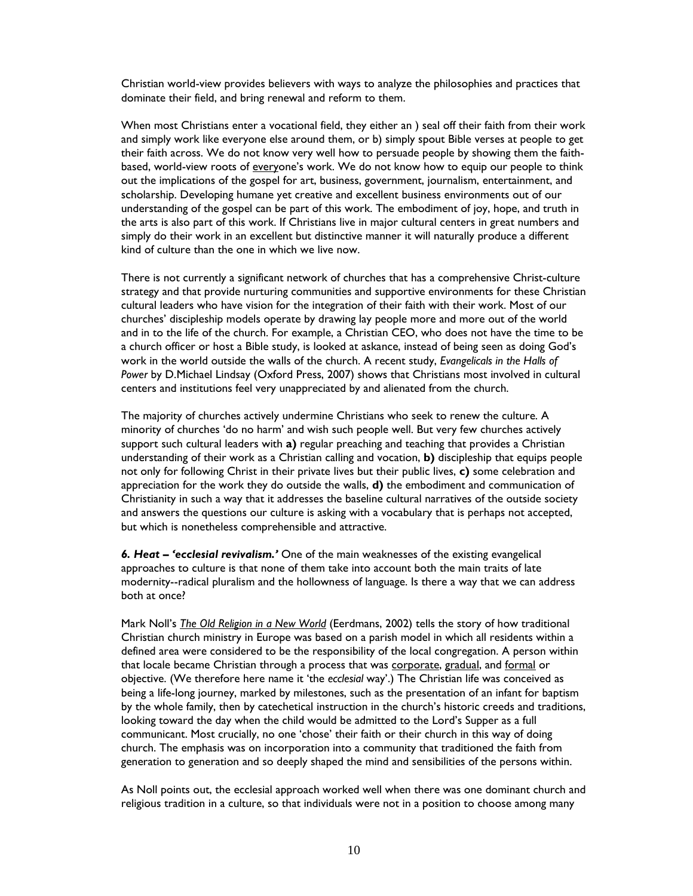Christian world-view provides believers with ways to analyze the philosophies and practices that dominate their field, and bring renewal and reform to them.

When most Christians enter a vocational field, they either an ) seal off their faith from their work and simply work like everyone else around them, or b) simply spout Bible verses at people to get their faith across. We do not know very well how to persuade people by showing them the faith-based, world-view roots of <u>every</u>one's work. We do not know how to equip our people to think out the implications of the gospel for art, business, government, journalism, entertainment, and scholarship. Developing humane yet creative and excellent business environments out of our understanding of the gospel can be part of this work. The embodiment of joy, hope, and truth in the arts is also part of this work. If Christians live in major cultural centers in great numbers and simply do their work in an excellent but distinctive manner it will naturally produce a different kind of culture than the one in which we live now.

There is not currently a significant network of churches that has a comprehensive Christ-culture strategy and that provide nurturing communities and supportive environments for these Christian cultural leaders who have vision for the integration of their faith with their work. Most of our churches' discipleship models operate by drawing lay people more and more out of the world and in to the life of the church. For example, a Christian CEO, who does not have the time to be a church officer or host a Bible study, is looked at askance, instead of being seen as doing God's work in the world outside the walls of the church. A recent study, *Evangelicals in the Halls of Power* by D.Michael Lindsay (Oxford Press, 2007) shows that Christians most involved in cultural centers and institutions feel very unappreciated by and alienated from the church.

The majority of churches actively undermine Christians who seek to renew the culture. A minority of churches 'do no harm' and wish such people well. But very few churches actively support such cultural leaders with **a)** regular preaching and teaching that provides a Christian understanding of their work as a Christian calling and vocation, **b)** discipleship that equips people not only for following Christ in their private lives but their public lives, **c)** some celebration and appreciation for the work they do outside the walls, **d)** the embodiment and communication of Christianity in such a way that it addresses the baseline cultural narratives of the outside society and answers the questions our culture is asking with a vocabulary that is perhaps not accepted, but which is nonetheless comprehensible and attractive.

***6. Heat – 'ecclesial revivalism.'*** One of the main weaknesses of the existing evangelical approaches to culture is that none of them take into account both the main traits of late modernity--radical pluralism and the hollowness of language. Is there a way that we can address both at once?

Mark Noll's <u>*The Old Religion in a New World*</u> (Eerdmans, 2002) tells the story of how traditional Christian church ministry in Europe was based on a parish model in which all residents within a defined area were considered to be the responsibility of the local congregation. A person within that locale became Christian through a process that was <u>corporate</u>, <u>gradual</u>, and <u>formal</u> or objective. (We therefore here name it 'the *ecclesial* way'.) The Christian life was conceived as being a life-long journey, marked by milestones, such as the presentation of an infant for baptism by the whole family, then by catechetical instruction in the church's historic creeds and traditions, looking toward the day when the child would be admitted to the Lord's Supper as a full communicant. Most crucially, no one 'chose' their faith or their church in this way of doing church. The emphasis was on incorporation into a community that traditioned the faith from generation to generation and so deeply shaped the mind and sensibilities of the persons within.

As Noll points out, the ecclesial approach worked well when there was one dominant church and religious tradition in a culture, so that individuals were not in a position to choose among many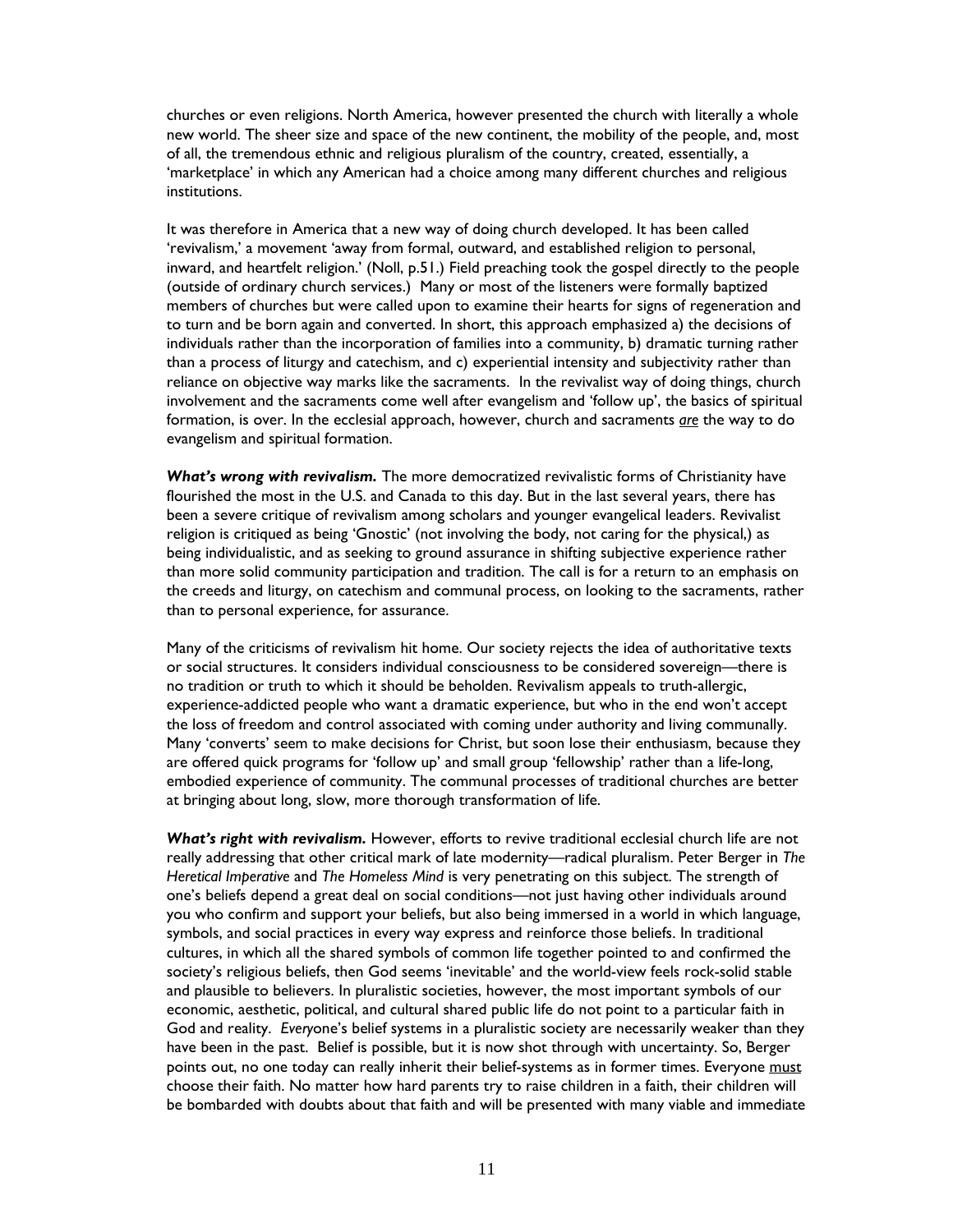churches or even religions. North America, however presented the church with literally a whole new world. The sheer size and space of the new continent, the mobility of the people, and, most of all, the tremendous ethnic and religious pluralism of the country, created, essentially, a 'marketplace' in which any American had a choice among many different churches and religious institutions.

It was therefore in America that a new way of doing church developed. It has been called 'revivalism,' a movement 'away from formal, outward, and established religion to personal, inward, and heartfelt religion.' (Noll, p.51.) Field preaching took the gospel directly to the people (outside of ordinary church services.) Many or most of the listeners were formally baptized members of churches but were called upon to examine their hearts for signs of regeneration and to turn and be born again and converted. In short, this approach emphasized a) the decisions of individuals rather than the incorporation of families into a community, b) dramatic turning rather than a process of liturgy and catechism, and c) experiential intensity and subjectivity rather than reliance on objective way marks like the sacraments. In the revivalist way of doing things, church involvement and the sacraments come well after evangelism and 'follow up', the basics of spiritual formation, is over. In the ecclesial approach, however, church and sacraments *are* the way to do evangelism and spiritual formation.

***What's wrong with revivalism.*** The more democratized revivalistic forms of Christianity have flourished the most in the U.S. and Canada to this day. But in the last several years, there has been a severe critique of revivalism among scholars and younger evangelical leaders. Revivalist religion is critiqued as being 'Gnostic' (not involving the body, not caring for the physical,) as being individualistic, and as seeking to ground assurance in shifting subjective experience rather than more solid community participation and tradition. The call is for a return to an emphasis on the creeds and liturgy, on catechism and communal process, on looking to the sacraments, rather than to personal experience, for assurance.

Many of the criticisms of revivalism hit home. Our society rejects the idea of authoritative texts or social structures. It considers individual consciousness to be considered sovereign—there is no tradition or truth to which it should be beholden. Revivalism appeals to truth-allergic, experience-addicted people who want a dramatic experience, but who in the end won't accept the loss of freedom and control associated with coming under authority and living communally. Many 'converts' seem to make decisions for Christ, but soon lose their enthusiasm, because they are offered quick programs for 'follow up' and small group 'fellowship' rather than a life-long, embodied experience of community. The communal processes of traditional churches are better at bringing about long, slow, more thorough transformation of life.

***What's right with revivalism.*** However, efforts to revive traditional ecclesial church life are not really addressing that other critical mark of late modernity—radical pluralism. Peter Berger in *The Heretical Imperative* and *The Homeless Mind* is very penetrating on this subject. The strength of one's beliefs depend a great deal on social conditions—not just having other individuals around you who confirm and support your beliefs, but also being immersed in a world in which language, symbols, and social practices in every way express and reinforce those beliefs. In traditional cultures, in which all the shared symbols of common life together pointed to and confirmed the society's religious beliefs, then God seems 'inevitable' and the world-view feels rock-solid stable and plausible to believers. In pluralistic societies, however, the most important symbols of our economic, aesthetic, political, and cultural shared public life do not point to a particular faith in God and reality. *Every*one's belief systems in a pluralistic society are necessarily weaker than they have been in the past. Belief is possible, but it is now shot through with uncertainty. So, Berger points out, no one today can really inherit their belief-systems as in former times. Everyone must choose their faith. No matter how hard parents try to raise children in a faith, their children will be bombarded with doubts about that faith and will be presented with many viable and immediate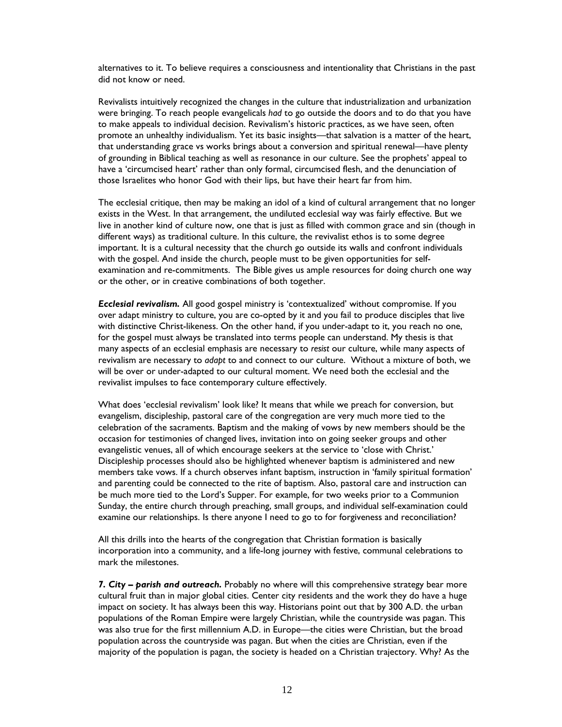alternatives to it. To believe requires a consciousness and intentionality that Christians in the past did not know or need.

Revivalists intuitively recognized the changes in the culture that industrialization and urbanization were bringing. To reach people evangelicals *had* to go outside the doors and to do that you have to make appeals to individual decision. Revivalism's historic practices, as we have seen, often promote an unhealthy individualism. Yet its basic insights—that salvation is a matter of the heart, that understanding grace vs works brings about a conversion and spiritual renewal—have plenty of grounding in Biblical teaching as well as resonance in our culture. See the prophets' appeal to have a 'circumcised heart' rather than only formal, circumcised flesh, and the denunciation of those Israelites who honor God with their lips, but have their heart far from him.

The ecclesial critique, then may be making an idol of a kind of cultural arrangement that no longer exists in the West. In that arrangement, the undiluted ecclesial way was fairly effective. But we live in another kind of culture now, one that is just as filled with common grace and sin (though in different ways) as traditional culture. In this culture, the revivalist ethos is to some degree important. It is a cultural necessity that the church go outside its walls and confront individuals with the gospel. And inside the church, people must to be given opportunities for self-examination and re-commitments. The Bible gives us ample resources for doing church one way or the other, or in creative combinations of both together.

***Ecclesial revivalism.*** All good gospel ministry is 'contextualized' without compromise. If you over adapt ministry to culture, you are co-opted by it and you fail to produce disciples that live with distinctive Christ-likeness. On the other hand, if you under-adapt to it, you reach no one, for the gospel must always be translated into terms people can understand. My thesis is that many aspects of an ecclesial emphasis are necessary to *resist* our culture, while many aspects of revivalism are necessary to *adapt* to and connect to our culture. Without a mixture of both, we will be over or under-adapted to our cultural moment. We need both the ecclesial and the revivalist impulses to face contemporary culture effectively.

What does 'ecclesial revivalism' look like? It means that while we preach for conversion, but evangelism, discipleship, pastoral care of the congregation are very much more tied to the celebration of the sacraments. Baptism and the making of vows by new members should be the occasion for testimonies of changed lives, invitation into on going seeker groups and other evangelistic venues, all of which encourage seekers at the service to 'close with Christ.' Discipleship processes should also be highlighted whenever baptism is administered and new members take vows. If a church observes infant baptism, instruction in 'family spiritual formation' and parenting could be connected to the rite of baptism. Also, pastoral care and instruction can be much more tied to the Lord's Supper. For example, for two weeks prior to a Communion Sunday, the entire church through preaching, small groups, and individual self-examination could examine our relationships. Is there anyone I need to go to for forgiveness and reconciliation?

All this drills into the hearts of the congregation that Christian formation is basically incorporation into a community, and a life-long journey with festive, communal celebrations to mark the milestones.

***7. City – parish and outreach.*** Probably no where will this comprehensive strategy bear more cultural fruit than in major global cities. Center city residents and the work they do have a huge impact on society. It has always been this way. Historians point out that by 300 A.D. the urban populations of the Roman Empire were largely Christian, while the countryside was pagan. This was also true for the first millennium A.D. in Europe—the cities were Christian, but the broad population across the countryside was pagan. But when the cities are Christian, even if the majority of the population is pagan, the society is headed on a Christian trajectory. Why? As the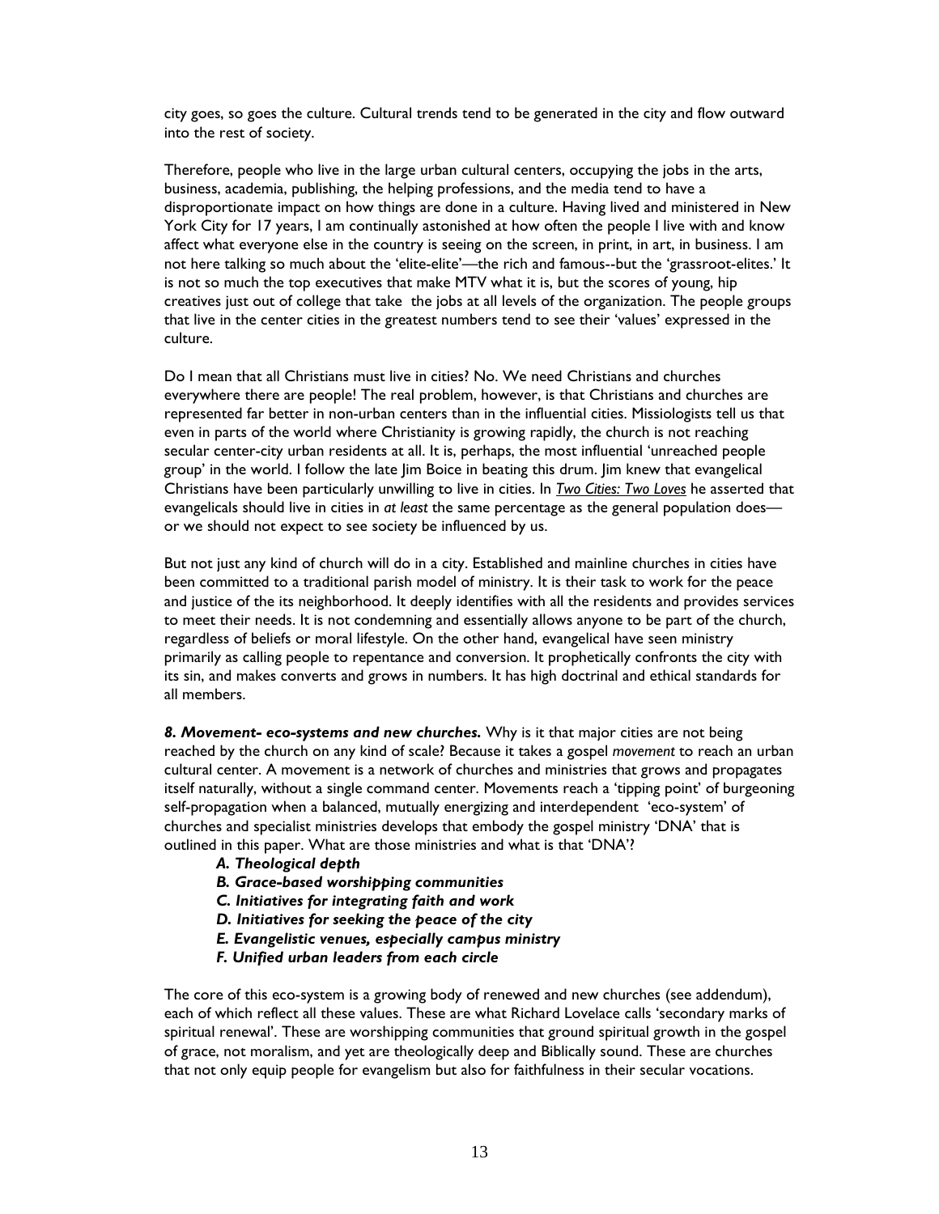city goes, so goes the culture. Cultural trends tend to be generated in the city and flow outward into the rest of society.

Therefore, people who live in the large urban cultural centers, occupying the jobs in the arts, business, academia, publishing, the helping professions, and the media tend to have a disproportionate impact on how things are done in a culture. Having lived and ministered in New York City for 17 years, I am continually astonished at how often the people I live with and know affect what everyone else in the country is seeing on the screen, in print, in art, in business. I am not here talking so much about the 'elite-elite'—the rich and famous--but the 'grassroot-elites.' It is not so much the top executives that make MTV what it is, but the scores of young, hip creatives just out of college that take the jobs at all levels of the organization. The people groups that live in the center cities in the greatest numbers tend to see their 'values' expressed in the culture.

Do I mean that all Christians must live in cities? No. We need Christians and churches everywhere there are people! The real problem, however, is that Christians and churches are represented far better in non-urban centers than in the influential cities. Missiologists tell us that even in parts of the world where Christianity is growing rapidly, the church is not reaching secular center-city urban residents at all. It is, perhaps, the most influential 'unreached people group' in the world. I follow the late Jim Boice in beating this drum. Jim knew that evangelical Christians have been particularly unwilling to live in cities. In *Two Cities: Two Loves* he asserted that evangelicals should live in cities in *at least* the same percentage as the general population does—or we should not expect to see society be influenced by us.

But not just any kind of church will do in a city. Established and mainline churches in cities have been committed to a traditional parish model of ministry. It is their task to work for the peace and justice of the its neighborhood. It deeply identifies with all the residents and provides services to meet their needs. It is not condemning and essentially allows anyone to be part of the church, regardless of beliefs or moral lifestyle. On the other hand, evangelical have seen ministry primarily as calling people to repentance and conversion. It prophetically confronts the city with its sin, and makes converts and grows in numbers. It has high doctrinal and ethical standards for all members.

***8. Movement- eco-systems and new churches.*** Why is it that major cities are not being reached by the church on any kind of scale? Because it takes a gospel *movement* to reach an urban cultural center. A movement is a network of churches and ministries that grows and propagates itself naturally, without a single command center. Movements reach a 'tipping point' of burgeoning self-propagation when a balanced, mutually energizing and interdependent 'eco-system' of churches and specialist ministries develops that embody the gospel ministry 'DNA' that is outlined in this paper. What are those ministries and what is that 'DNA'?

- ***A. Theological depth***
- ***B. Grace-based worshipping communities***
- ***C. Initiatives for integrating faith and work***
- ***D. Initiatives for seeking the peace of the city***
- ***E. Evangelistic venues, especially campus ministry***
- ***F. Unified urban leaders from each circle***

The core of this eco-system is a growing body of renewed and new churches (see addendum), each of which reflect all these values. These are what Richard Lovelace calls 'secondary marks of spiritual renewal'. These are worshipping communities that ground spiritual growth in the gospel of grace, not moralism, and yet are theologically deep and Biblically sound. These are churches that not only equip people for evangelism but also for faithfulness in their secular vocations.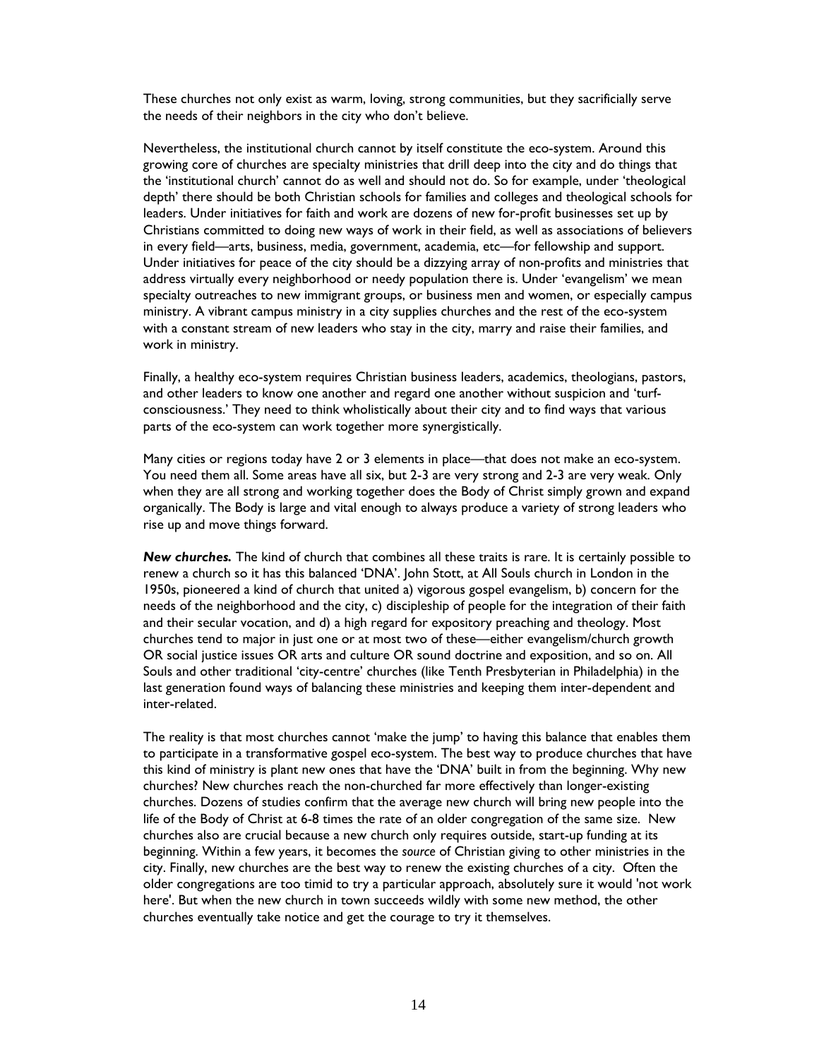These churches not only exist as warm, loving, strong communities, but they sacrificially serve the needs of their neighbors in the city who don't believe.

Nevertheless, the institutional church cannot by itself constitute the eco-system. Around this growing core of churches are specialty ministries that drill deep into the city and do things that the 'institutional church' cannot do as well and should not do. So for example, under 'theological depth' there should be both Christian schools for families and colleges and theological schools for leaders. Under initiatives for faith and work are dozens of new for-profit businesses set up by Christians committed to doing new ways of work in their field, as well as associations of believers in every field—arts, business, media, government, academia, etc—for fellowship and support. Under initiatives for peace of the city should be a dizzying array of non-profits and ministries that address virtually every neighborhood or needy population there is. Under 'evangelism' we mean specialty outreaches to new immigrant groups, or business men and women, or especially campus ministry. A vibrant campus ministry in a city supplies churches and the rest of the eco-system with a constant stream of new leaders who stay in the city, marry and raise their families, and work in ministry.

Finally, a healthy eco-system requires Christian business leaders, academics, theologians, pastors, and other leaders to know one another and regard one another without suspicion and 'turf-consciousness.' They need to think wholistically about their city and to find ways that various parts of the eco-system can work together more synergistically.

Many cities or regions today have 2 or 3 elements in place—that does not make an eco-system. You need them all. Some areas have all six, but 2-3 are very strong and 2-3 are very weak. Only when they are all strong and working together does the Body of Christ simply grown and expand organically. The Body is large and vital enough to always produce a variety of strong leaders who rise up and move things forward.

***New churches.*** The kind of church that combines all these traits is rare. It is certainly possible to renew a church so it has this balanced 'DNA'. John Stott, at All Souls church in London in the 1950s, pioneered a kind of church that united a) vigorous gospel evangelism, b) concern for the needs of the neighborhood and the city, c) discipleship of people for the integration of their faith and their secular vocation, and d) a high regard for expository preaching and theology. Most churches tend to major in just one or at most two of these—either evangelism/church growth OR social justice issues OR arts and culture OR sound doctrine and exposition, and so on. All Souls and other traditional 'city-centre' churches (like Tenth Presbyterian in Philadelphia) in the last generation found ways of balancing these ministries and keeping them inter-dependent and inter-related.

The reality is that most churches cannot 'make the jump' to having this balance that enables them to participate in a transformative gospel eco-system. The best way to produce churches that have this kind of ministry is plant new ones that have the 'DNA' built in from the beginning. Why new churches? New churches reach the non-churched far more effectively than longer-existing churches. Dozens of studies confirm that the average new church will bring new people into the life of the Body of Christ at 6-8 times the rate of an older congregation of the same size. New churches also are crucial because a new church only requires outside, start-up funding at its beginning. Within a few years, it becomes the *source* of Christian giving to other ministries in the city. Finally, new churches are the best way to renew the existing churches of a city. Often the older congregations are too timid to try a particular approach, absolutely sure it would 'not work here'. But when the new church in town succeeds wildly with some new method, the other churches eventually take notice and get the courage to try it themselves.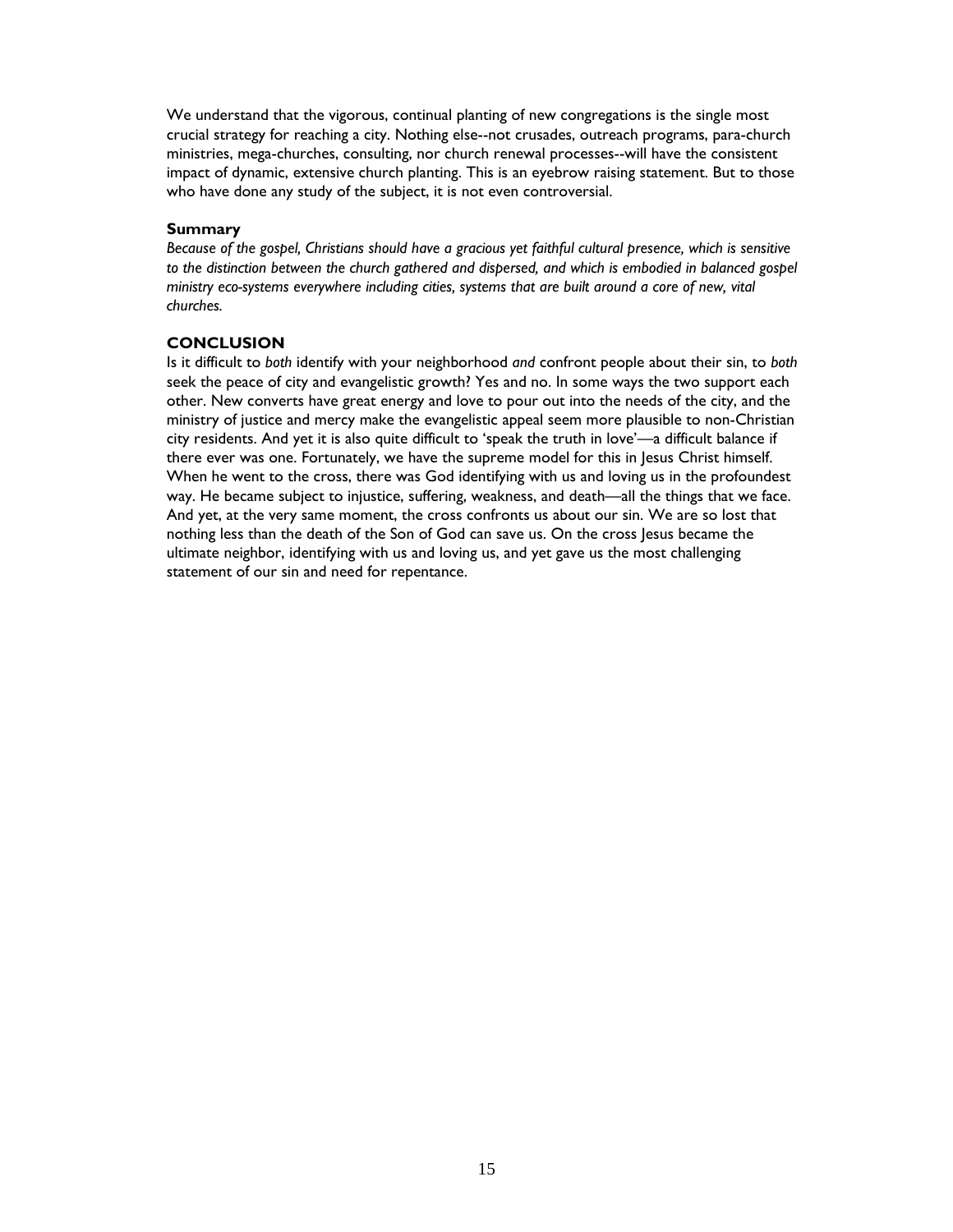We understand that the vigorous, continual planting of new congregations is the single most crucial strategy for reaching a city. Nothing else--not crusades, outreach programs, para-church ministries, mega-churches, consulting, nor church renewal processes--will have the consistent impact of dynamic, extensive church planting. This is an eyebrow raising statement. But to those who have done any study of the subject, it is not even controversial.

**Summary**

*Because of the gospel, Christians should have a gracious yet faithful cultural presence, which is sensitive to the distinction between the church gathered and dispersed, and which is embodied in balanced gospel ministry eco-systems everywhere including cities, systems that are built around a core of new, vital churches.*

## CONCLUSION

Is it difficult to *both* identify with your neighborhood *and* confront people about their sin, to *both* seek the peace of city and evangelistic growth? Yes and no. In some ways the two support each other. New converts have great energy and love to pour out into the needs of the city, and the ministry of justice and mercy make the evangelistic appeal seem more plausible to non-Christian city residents. And yet it is also quite difficult to 'speak the truth in love'—a difficult balance if there ever was one. Fortunately, we have the supreme model for this in Jesus Christ himself. When he went to the cross, there was God identifying with us and loving us in the profoundest way. He became subject to injustice, suffering, weakness, and death—all the things that we face. And yet, at the very same moment, the cross confronts us about our sin. We are so lost that nothing less than the death of the Son of God can save us. On the cross Jesus became the ultimate neighbor, identifying with us and loving us, and yet gave us the most challenging statement of our sin and need for repentance.